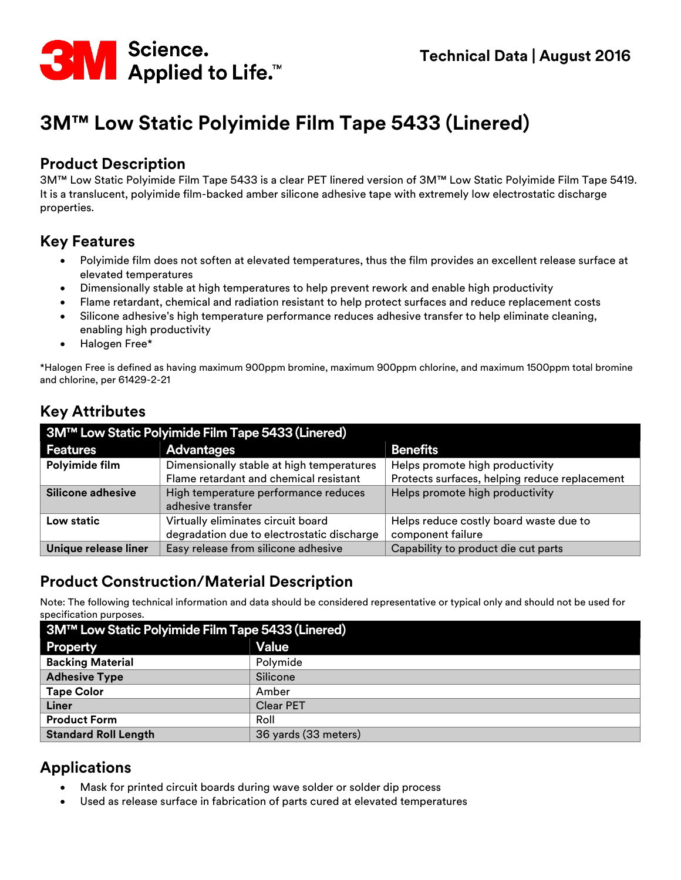3M Science. Applied to Life.™

Technical Data | August 2016

# 3M™ Low Static Polyimide Film Tape 5433 (Linered)

## Product Description

3M™ Low Static Polyimide Film Tape 5433 is a clear PET linered version of 3M™ Low Static Polyimide Film Tape 5419. It is a translucent, polyimide film-backed amber silicone adhesive tape with extremely low electrostatic discharge properties.

## Key Features

- Polyimide film does not soften at elevated temperatures, thus the film provides an excellent release surface at elevated temperatures
- Dimensionally stable at high temperatures to help prevent rework and enable high productivity
- Flame retardant, chemical and radiation resistant to help protect surfaces and reduce replacement costs
- Silicone adhesive's high temperature performance reduces adhesive transfer to help eliminate cleaning, enabling high productivity
- Halogen Free*

*Halogen Free is defined as having maximum 900ppm bromine, maximum 900ppm chlorine, and maximum 1500ppm total bromine and chlorine, per 61429-2-21

## Key Attributes

| 3M™ Low Static Polyimide Film Tape 5433 (Linered) | | |
|---|---|---|
| **Features** | **Advantages** | **Benefits** |
| **Polyimide film** | Dimensionally stable at high temperatures<br>Flame retardant and chemical resistant | Helps promote high productivity<br>Protects surfaces, helping reduce replacement |
| **Silicone adhesive** | High temperature performance reduces adhesive transfer | Helps promote high productivity |
| **Low static** | Virtually eliminates circuit board degradation due to electrostatic discharge | Helps reduce costly board waste due to component failure |
| **Unique release liner** | Easy release from silicone adhesive | Capability to product die cut parts |

## Product Construction/Material Description

Note: The following technical information and data should be considered representative or typical only and should not be used for specification purposes.

| 3M™ Low Static Polyimide Film Tape 5433 (Linered) | |
|---|---|
| **Property** | **Value** |
| **Backing Material** | Polymide |
| **Adhesive Type** | Silicone |
| **Tape Color** | Amber |
| **Liner** | Clear PET |
| **Product Form** | Roll |
| **Standard Roll Length** | 36 yards (33 meters) |

## Applications

- Mask for printed circuit boards during wave solder or solder dip process
- Used as release surface in fabrication of parts cured at elevated temperatures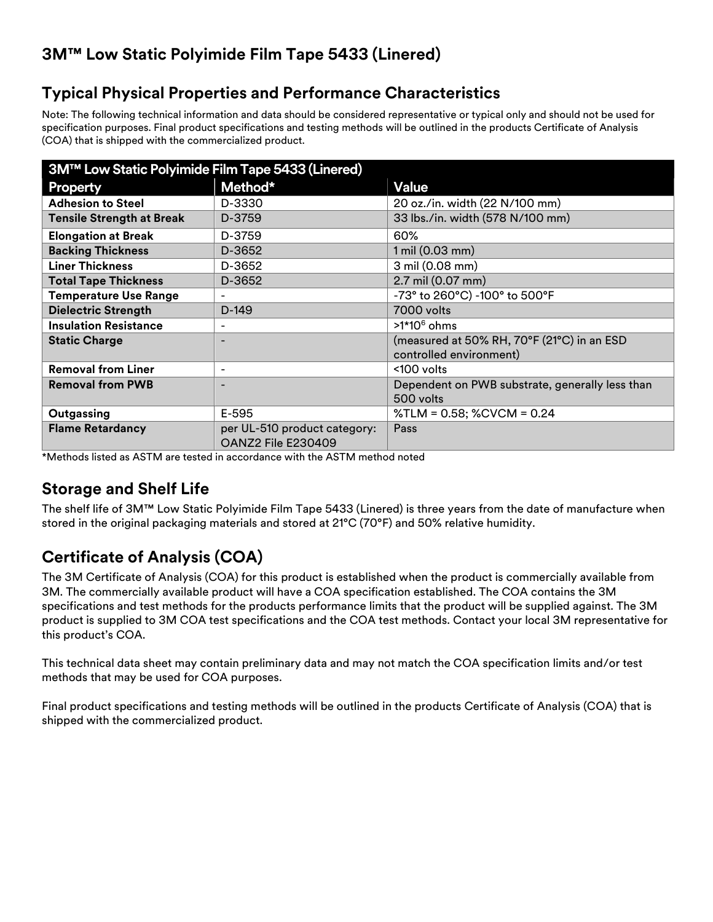## 3M™ Low Static Polyimide Film Tape 5433 (Linered)

## Typical Physical Properties and Performance Characteristics

Note: The following technical information and data should be considered representative or typical only and should not be used for specification purposes. Final product specifications and testing methods will be outlined in the products Certificate of Analysis (COA) that is shipped with the commercialized product.

| 3M™ Low Static Polyimide Film Tape 5433 (Linered) | | |
|---|---|---|
| **Property** | **Method*** | **Value** |
| **Adhesion to Steel** | D-3330 | 20 oz./in. width (22 N/100 mm) |
| **Tensile Strength at Break** | D-3759 | 33 lbs./in. width (578 N/100 mm) |
| **Elongation at Break** | D-3759 | 60% |
| **Backing Thickness** | D-3652 | 1 mil (0.03 mm) |
| **Liner Thickness** | D-3652 | 3 mil (0.08 mm) |
| **Total Tape Thickness** | D-3652 | 2.7 mil (0.07 mm) |
| **Temperature Use Range** | - | -73° to 260°C) -100° to 500°F |
| **Dielectric Strength** | D-149 | 7000 volts |
| **Insulation Resistance** | - | >1*$10^6$ ohms |
| **Static Charge** | - | (measured at 50% RH, 70°F (21°C) in an ESD controlled environment) |
| **Removal from Liner** | - | <100 volts |
| **Removal from PWB** | - | Dependent on PWB substrate, generally less than 500 volts |
| **Outgassing** | E-595 | %TLM = 0.58; %CVCM = 0.24 |
| **Flame Retardancy** | per UL-510 product category: OANZ2 File E230409 | Pass |

*Methods listed as ASTM are tested in accordance with the ASTM method noted

## Storage and Shelf Life

The shelf life of 3M™ Low Static Polyimide Film Tape 5433 (Linered) is three years from the date of manufacture when stored in the original packaging materials and stored at 21°C (70°F) and 50% relative humidity.

## Certificate of Analysis (COA)

The 3M Certificate of Analysis (COA) for this product is established when the product is commercially available from 3M. The commercially available product will have a COA specification established. The COA contains the 3M specifications and test methods for the products performance limits that the product will be supplied against. The 3M product is supplied to 3M COA test specifications and the COA test methods. Contact your local 3M representative for this product's COA.

This technical data sheet may contain preliminary data and may not match the COA specification limits and/or test methods that may be used for COA purposes.

Final product specifications and testing methods will be outlined in the products Certificate of Analysis (COA) that is shipped with the commercialized product.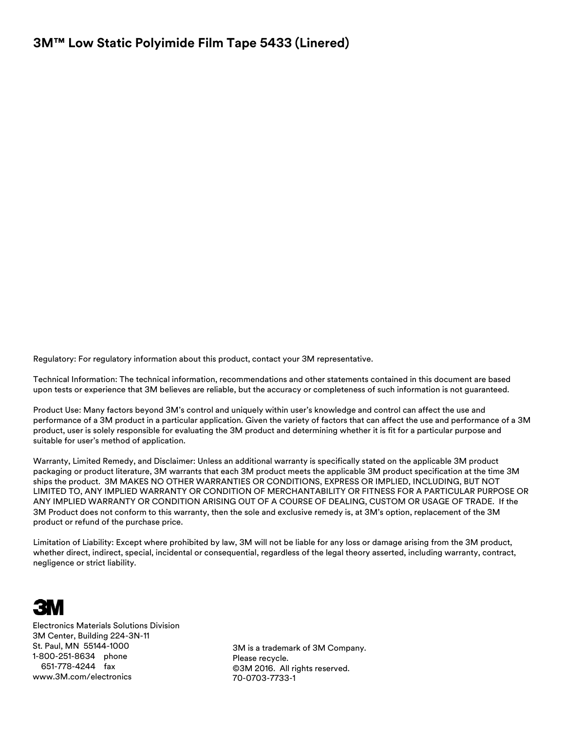# 3M™ Low Static Polyimide Film Tape 5433 (Linered)

Regulatory: For regulatory information about this product, contact your 3M representative.

Technical Information: The technical information, recommendations and other statements contained in this document are based upon tests or experience that 3M believes are reliable, but the accuracy or completeness of such information is not guaranteed.

Product Use: Many factors beyond 3M's control and uniquely within user's knowledge and control can affect the use and performance of a 3M product in a particular application. Given the variety of factors that can affect the use and performance of a 3M product, user is solely responsible for evaluating the 3M product and determining whether it is fit for a particular purpose and suitable for user's method of application.

Warranty, Limited Remedy, and Disclaimer: Unless an additional warranty is specifically stated on the applicable 3M product packaging or product literature, 3M warrants that each 3M product meets the applicable 3M product specification at the time 3M ships the product. 3M MAKES NO OTHER WARRANTIES OR CONDITIONS, EXPRESS OR IMPLIED, INCLUDING, BUT NOT LIMITED TO, ANY IMPLIED WARRANTY OR CONDITION OF MERCHANTABILITY OR FITNESS FOR A PARTICULAR PURPOSE OR ANY IMPLIED WARRANTY OR CONDITION ARISING OUT OF A COURSE OF DEALING, CUSTOM OR USAGE OF TRADE. If the 3M Product does not conform to this warranty, then the sole and exclusive remedy is, at 3M's option, replacement of the 3M product or refund of the purchase price.

Limitation of Liability: Except where prohibited by law, 3M will not be liable for any loss or damage arising from the 3M product, whether direct, indirect, special, incidental or consequential, regardless of the legal theory asserted, including warranty, contract, negligence or strict liability.

3M

Electronics Materials Solutions Division
3M Center, Building 224-3N-11
St. Paul, MN 55144-1000
1-800-251-8634 phone
651-778-4244 fax
www.3M.com/electronics

3M is a trademark of 3M Company.
Please recycle.
©3M 2016. All rights reserved.
70-0703-7733-1